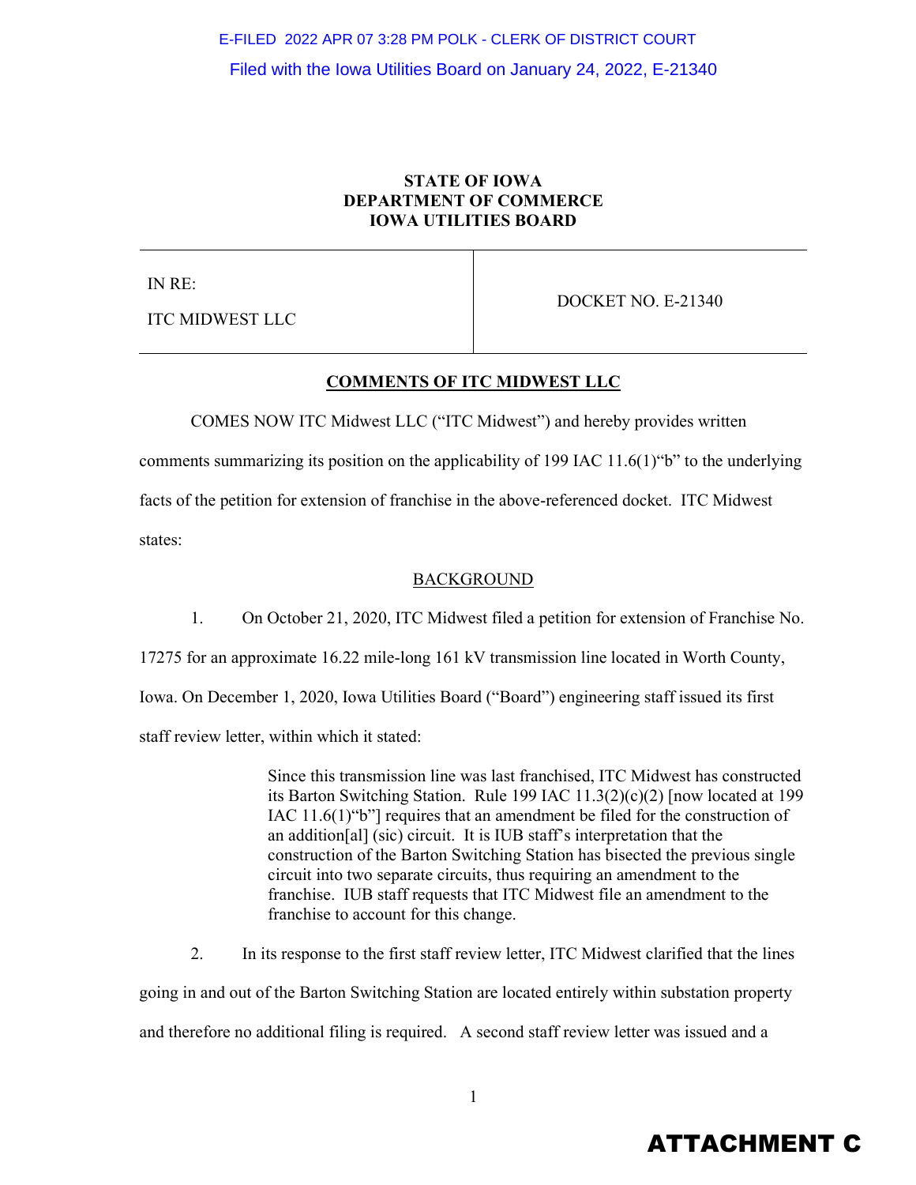E-FILED 2022 APR 07 3:28 PM POLK - CLERK OF DISTRICT COURT

Filed with the Iowa Utilities Board on January 24, 2022, E-21340

**STATE OF IOWA**
**DEPARTMENT OF COMMERCE**
**IOWA UTILITIES BOARD**

| IN RE: ITC MIDWEST LLC | DOCKET NO. E-21340 |
|---|---|

## COMMENTS OF ITC MIDWEST LLC

COMES NOW ITC Midwest LLC ("ITC Midwest") and hereby provides written comments summarizing its position on the applicability of 199 IAC 11.6(1)"b" to the underlying facts of the petition for extension of franchise in the above-referenced docket. ITC Midwest states:

### BACKGROUND

1. On October 21, 2020, ITC Midwest filed a petition for extension of Franchise No. 17275 for an approximate 16.22 mile-long 161 kV transmission line located in Worth County, Iowa. On December 1, 2020, Iowa Utilities Board ("Board") engineering staff issued its first staff review letter, within which it stated:

> Since this transmission line was last franchised, ITC Midwest has constructed its Barton Switching Station. Rule 199 IAC 11.3(2)(c)(2) [now located at 199 IAC 11.6(1)"b"] requires that an amendment be filed for the construction of an addition[al] (sic) circuit. It is IUB staff's interpretation that the construction of the Barton Switching Station has bisected the previous single circuit into two separate circuits, thus requiring an amendment to the franchise. IUB staff requests that ITC Midwest file an amendment to the franchise to account for this change.

2. In its response to the first staff review letter, ITC Midwest clarified that the lines going in and out of the Barton Switching Station are located entirely within substation property and therefore no additional filing is required. A second staff review letter was issued and a

ATTACHMENT C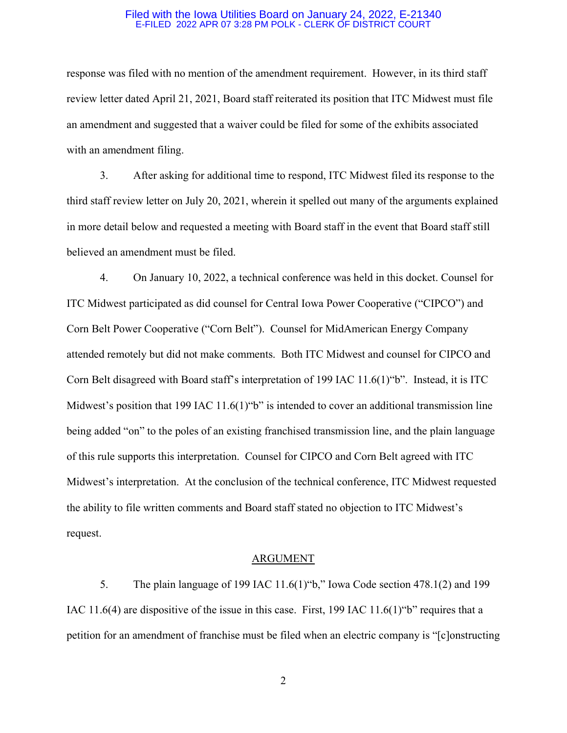response was filed with no mention of the amendment requirement. However, in its third staff review letter dated April 21, 2021, Board staff reiterated its position that ITC Midwest must file an amendment and suggested that a waiver could be filed for some of the exhibits associated with an amendment filing.

3. After asking for additional time to respond, ITC Midwest filed its response to the third staff review letter on July 20, 2021, wherein it spelled out many of the arguments explained in more detail below and requested a meeting with Board staff in the event that Board staff still believed an amendment must be filed.

4. On January 10, 2022, a technical conference was held in this docket. Counsel for ITC Midwest participated as did counsel for Central Iowa Power Cooperative ("CIPCO") and Corn Belt Power Cooperative ("Corn Belt"). Counsel for MidAmerican Energy Company attended remotely but did not make comments. Both ITC Midwest and counsel for CIPCO and Corn Belt disagreed with Board staff's interpretation of 199 IAC 11.6(1)"b". Instead, it is ITC Midwest's position that 199 IAC 11.6(1)"b" is intended to cover an additional transmission line being added "on" to the poles of an existing franchised transmission line, and the plain language of this rule supports this interpretation. Counsel for CIPCO and Corn Belt agreed with ITC Midwest's interpretation. At the conclusion of the technical conference, ITC Midwest requested the ability to file written comments and Board staff stated no objection to ITC Midwest's request.

## ARGUMENT

5. The plain language of 199 IAC 11.6(1)"b," Iowa Code section 478.1(2) and 199 IAC 11.6(4) are dispositive of the issue in this case. First, 199 IAC 11.6(1)"b" requires that a petition for an amendment of franchise must be filed when an electric company is "[c]onstructing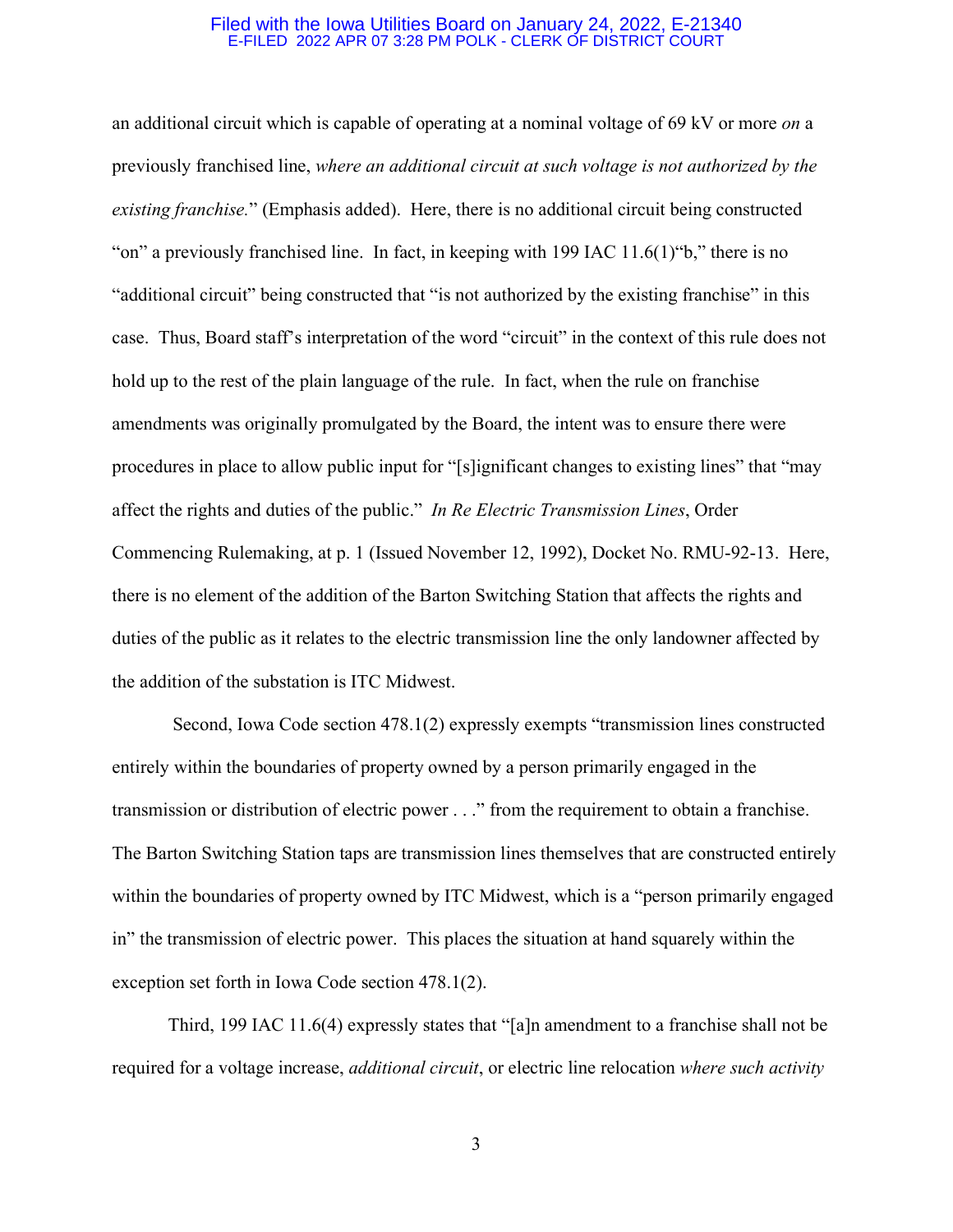an additional circuit which is capable of operating at a nominal voltage of 69 kV or more *on* a previously franchised line, *where an additional circuit at such voltage is not authorized by the existing franchise.*" (Emphasis added). Here, there is no additional circuit being constructed "on" a previously franchised line. In fact, in keeping with 199 IAC 11.6(1)"b," there is no "additional circuit" being constructed that "is not authorized by the existing franchise" in this case. Thus, Board staff's interpretation of the word "circuit" in the context of this rule does not hold up to the rest of the plain language of the rule. In fact, when the rule on franchise amendments was originally promulgated by the Board, the intent was to ensure there were procedures in place to allow public input for "[s]ignificant changes to existing lines" that "may affect the rights and duties of the public." *In Re Electric Transmission Lines*, Order Commencing Rulemaking, at p. 1 (Issued November 12, 1992), Docket No. RMU-92-13. Here, there is no element of the addition of the Barton Switching Station that affects the rights and duties of the public as it relates to the electric transmission line the only landowner affected by the addition of the substation is ITC Midwest.

Second, Iowa Code section 478.1(2) expressly exempts "transmission lines constructed entirely within the boundaries of property owned by a person primarily engaged in the transmission or distribution of electric power . . ." from the requirement to obtain a franchise. The Barton Switching Station taps are transmission lines themselves that are constructed entirely within the boundaries of property owned by ITC Midwest, which is a "person primarily engaged in" the transmission of electric power. This places the situation at hand squarely within the exception set forth in Iowa Code section 478.1(2).

Third, 199 IAC 11.6(4) expressly states that "[a]n amendment to a franchise shall not be required for a voltage increase, *additional circuit*, or electric line relocation *where such activity*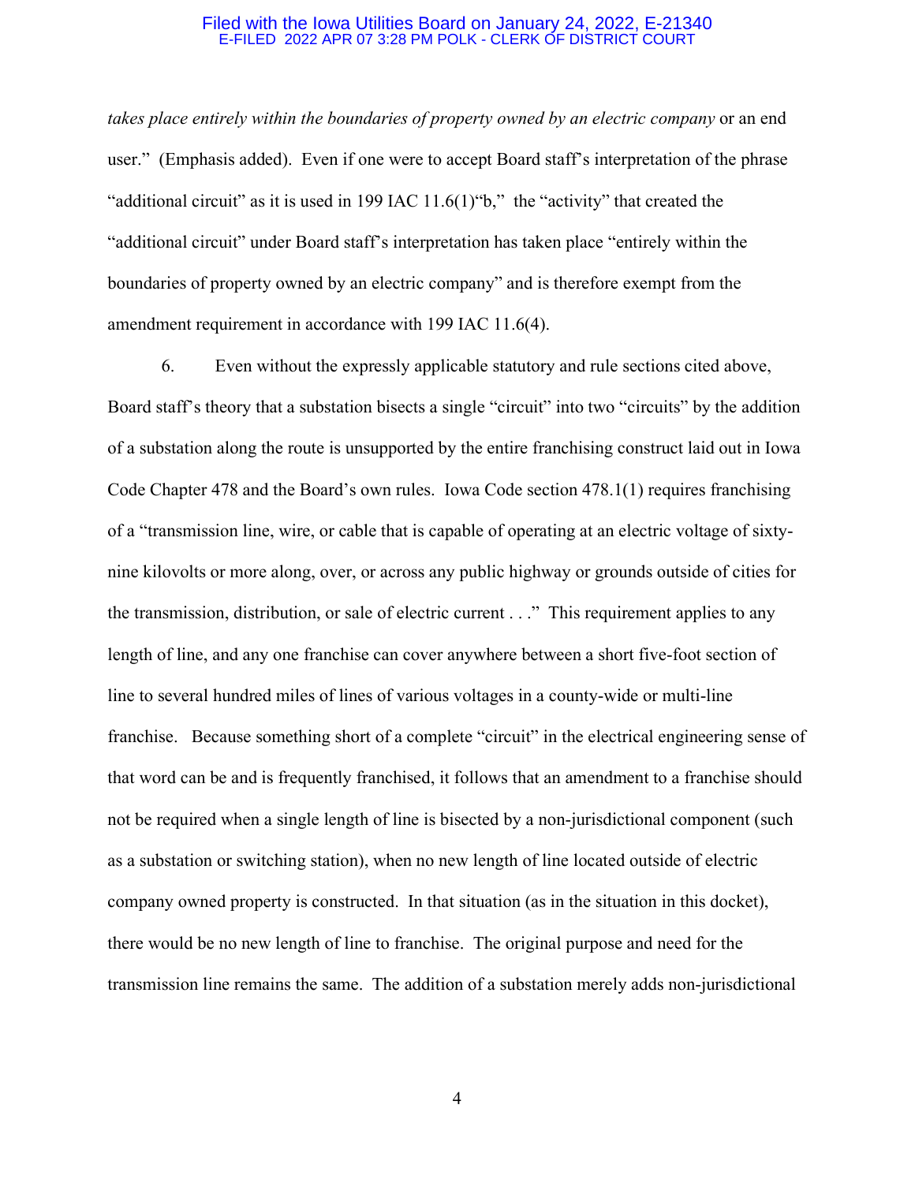*takes place entirely within the boundaries of property owned by an electric company* or an end user." (Emphasis added). Even if one were to accept Board staff's interpretation of the phrase "additional circuit" as it is used in 199 IAC 11.6(1)"b," the "activity" that created the "additional circuit" under Board staff's interpretation has taken place "entirely within the boundaries of property owned by an electric company" and is therefore exempt from the amendment requirement in accordance with 199 IAC 11.6(4).

6. Even without the expressly applicable statutory and rule sections cited above, Board staff's theory that a substation bisects a single "circuit" into two "circuits" by the addition of a substation along the route is unsupported by the entire franchising construct laid out in Iowa Code Chapter 478 and the Board's own rules. Iowa Code section 478.1(1) requires franchising of a "transmission line, wire, or cable that is capable of operating at an electric voltage of sixty-nine kilovolts or more along, over, or across any public highway or grounds outside of cities for the transmission, distribution, or sale of electric current . . ." This requirement applies to any length of line, and any one franchise can cover anywhere between a short five-foot section of line to several hundred miles of lines of various voltages in a county-wide or multi-line franchise. Because something short of a complete "circuit" in the electrical engineering sense of that word can be and is frequently franchised, it follows that an amendment to a franchise should not be required when a single length of line is bisected by a non-jurisdictional component (such as a substation or switching station), when no new length of line located outside of electric company owned property is constructed. In that situation (as in the situation in this docket), there would be no new length of line to franchise. The original purpose and need for the transmission line remains the same. The addition of a substation merely adds non-jurisdictional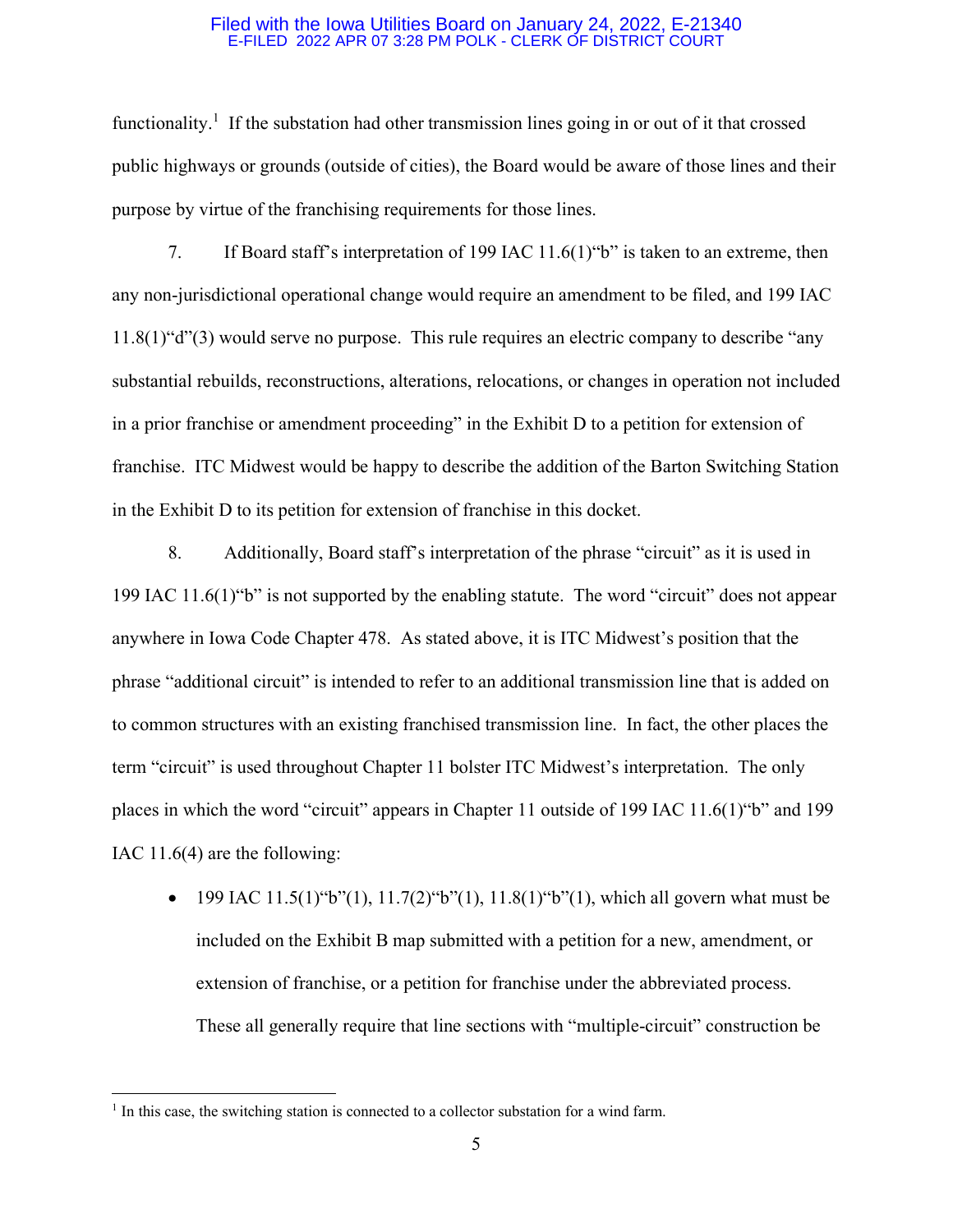functionality.[1] If the substation had other transmission lines going in or out of it that crossed public highways or grounds (outside of cities), the Board would be aware of those lines and their purpose by virtue of the franchising requirements for those lines.

7. If Board staff's interpretation of 199 IAC 11.6(1)"b" is taken to an extreme, then any non-jurisdictional operational change would require an amendment to be filed, and 199 IAC 11.8(1)"d"(3) would serve no purpose. This rule requires an electric company to describe "any substantial rebuilds, reconstructions, alterations, relocations, or changes in operation not included in a prior franchise or amendment proceeding" in the Exhibit D to a petition for extension of franchise. ITC Midwest would be happy to describe the addition of the Barton Switching Station in the Exhibit D to its petition for extension of franchise in this docket.

8. Additionally, Board staff's interpretation of the phrase "circuit" as it is used in 199 IAC 11.6(1)"b" is not supported by the enabling statute. The word "circuit" does not appear anywhere in Iowa Code Chapter 478. As stated above, it is ITC Midwest's position that the phrase "additional circuit" is intended to refer to an additional transmission line that is added on to common structures with an existing franchised transmission line. In fact, the other places the term "circuit" is used throughout Chapter 11 bolster ITC Midwest's interpretation. The only places in which the word "circuit" appears in Chapter 11 outside of 199 IAC 11.6(1)"b" and 199 IAC 11.6(4) are the following:

- 199 IAC 11.5(1)"b"(1), 11.7(2)"b"(1), 11.8(1)"b"(1), which all govern what must be included on the Exhibit B map submitted with a petition for a new, amendment, or extension of franchise, or a petition for franchise under the abbreviated process. These all generally require that line sections with "multiple-circuit" construction be

[1] In this case, the switching station is connected to a collector substation for a wind farm.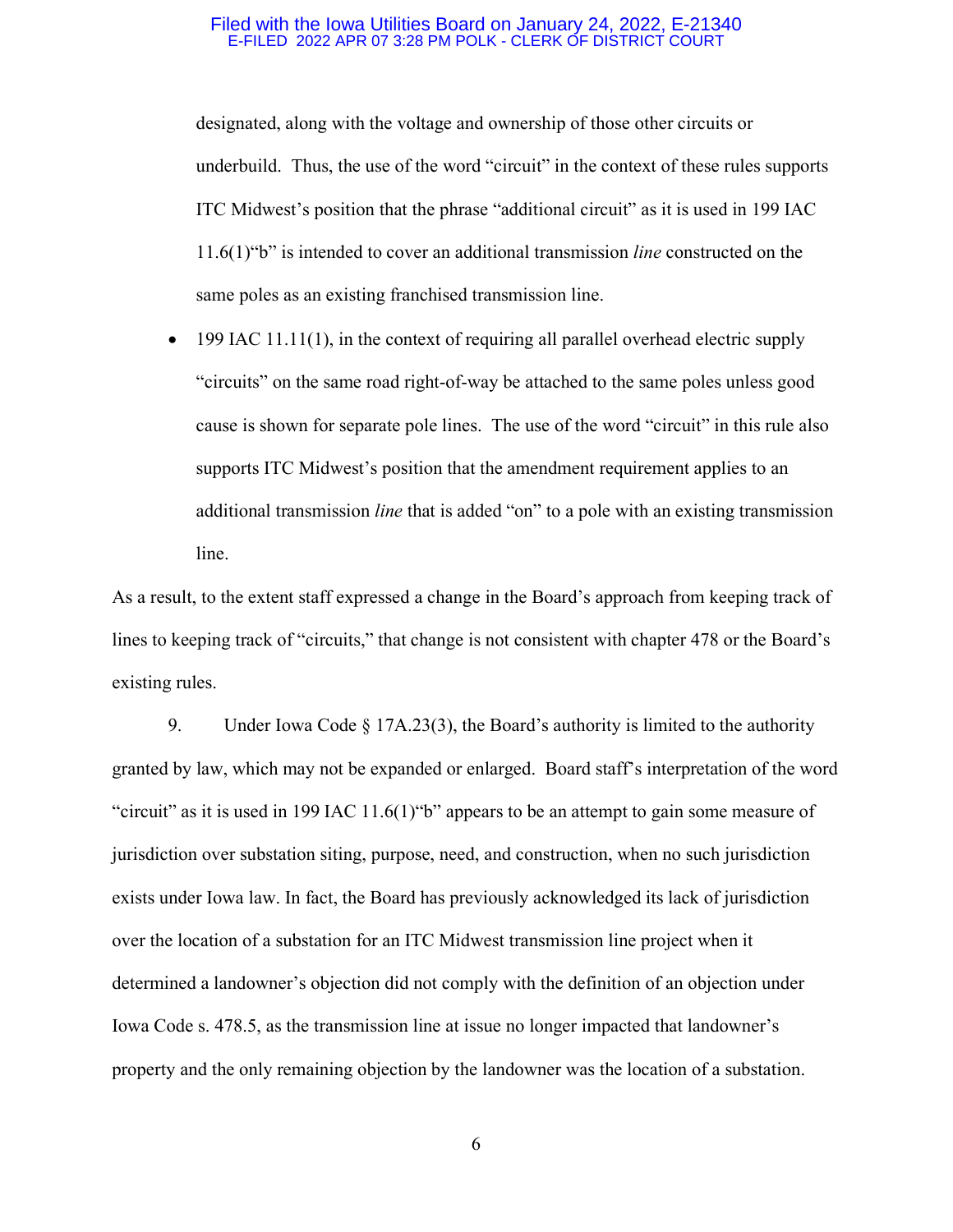designated, along with the voltage and ownership of those other circuits or underbuild. Thus, the use of the word "circuit" in the context of these rules supports ITC Midwest's position that the phrase "additional circuit" as it is used in 199 IAC 11.6(1)"b" is intended to cover an additional transmission *line* constructed on the same poles as an existing franchised transmission line.

- 199 IAC 11.11(1), in the context of requiring all parallel overhead electric supply "circuits" on the same road right-of-way be attached to the same poles unless good cause is shown for separate pole lines. The use of the word "circuit" in this rule also supports ITC Midwest's position that the amendment requirement applies to an additional transmission *line* that is added "on" to a pole with an existing transmission line.

As a result, to the extent staff expressed a change in the Board's approach from keeping track of lines to keeping track of "circuits," that change is not consistent with chapter 478 or the Board's existing rules.

9. Under Iowa Code § 17A.23(3), the Board's authority is limited to the authority granted by law, which may not be expanded or enlarged. Board staff's interpretation of the word "circuit" as it is used in 199 IAC 11.6(1)"b" appears to be an attempt to gain some measure of jurisdiction over substation siting, purpose, need, and construction, when no such jurisdiction exists under Iowa law. In fact, the Board has previously acknowledged its lack of jurisdiction over the location of a substation for an ITC Midwest transmission line project when it determined a landowner's objection did not comply with the definition of an objection under Iowa Code s. 478.5, as the transmission line at issue no longer impacted that landowner's property and the only remaining objection by the landowner was the location of a substation.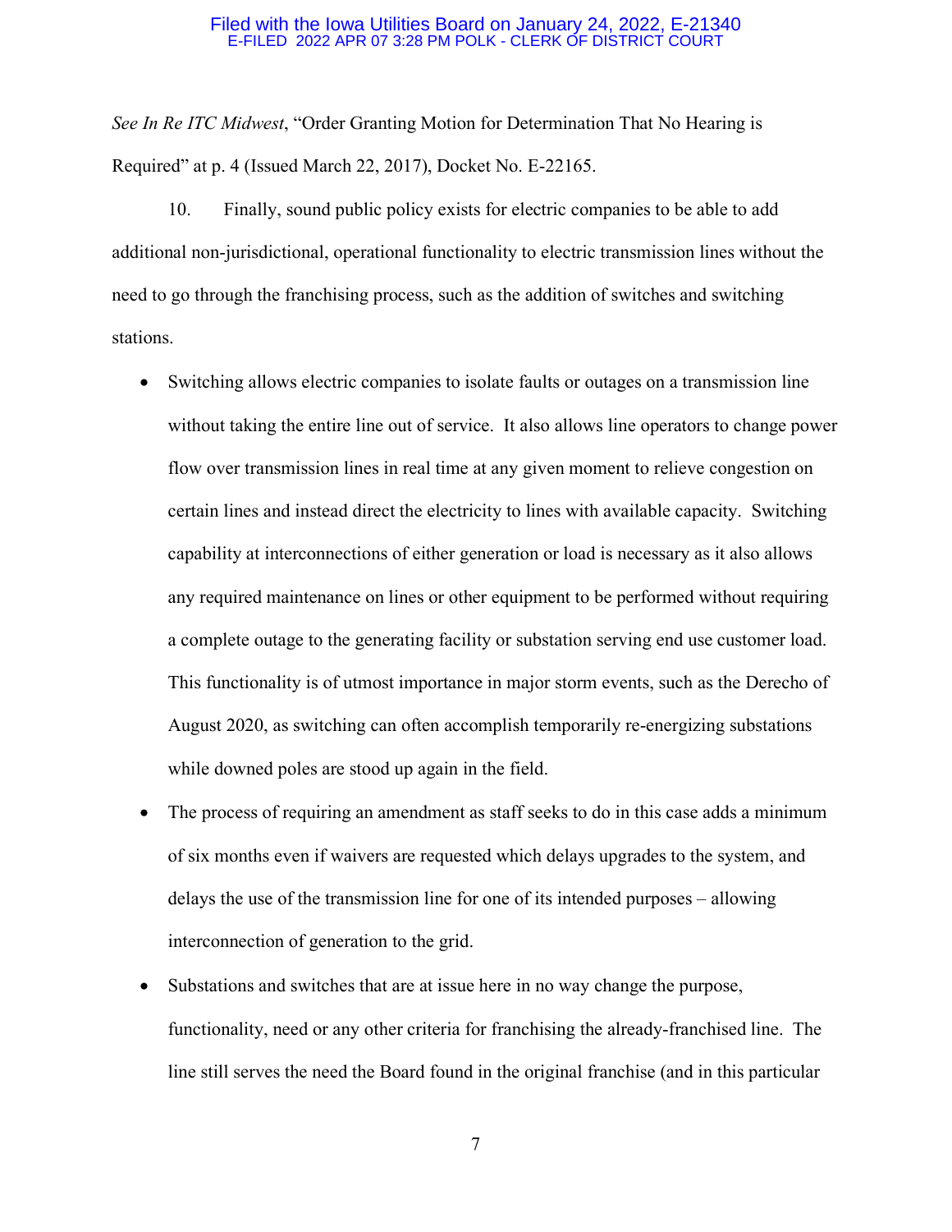*See In Re ITC Midwest*, "Order Granting Motion for Determination That No Hearing is Required" at p. 4 (Issued March 22, 2017), Docket No. E-22165.

10. Finally, sound public policy exists for electric companies to be able to add additional non-jurisdictional, operational functionality to electric transmission lines without the need to go through the franchising process, such as the addition of switches and switching stations.

- Switching allows electric companies to isolate faults or outages on a transmission line without taking the entire line out of service. It also allows line operators to change power flow over transmission lines in real time at any given moment to relieve congestion on certain lines and instead direct the electricity to lines with available capacity. Switching capability at interconnections of either generation or load is necessary as it also allows any required maintenance on lines or other equipment to be performed without requiring a complete outage to the generating facility or substation serving end use customer load. This functionality is of utmost importance in major storm events, such as the Derecho of August 2020, as switching can often accomplish temporarily re-energizing substations while downed poles are stood up again in the field.
- The process of requiring an amendment as staff seeks to do in this case adds a minimum of six months even if waivers are requested which delays upgrades to the system, and delays the use of the transmission line for one of its intended purposes – allowing interconnection of generation to the grid.
- Substations and switches that are at issue here in no way change the purpose, functionality, need or any other criteria for franchising the already-franchised line. The line still serves the need the Board found in the original franchise (and in this particular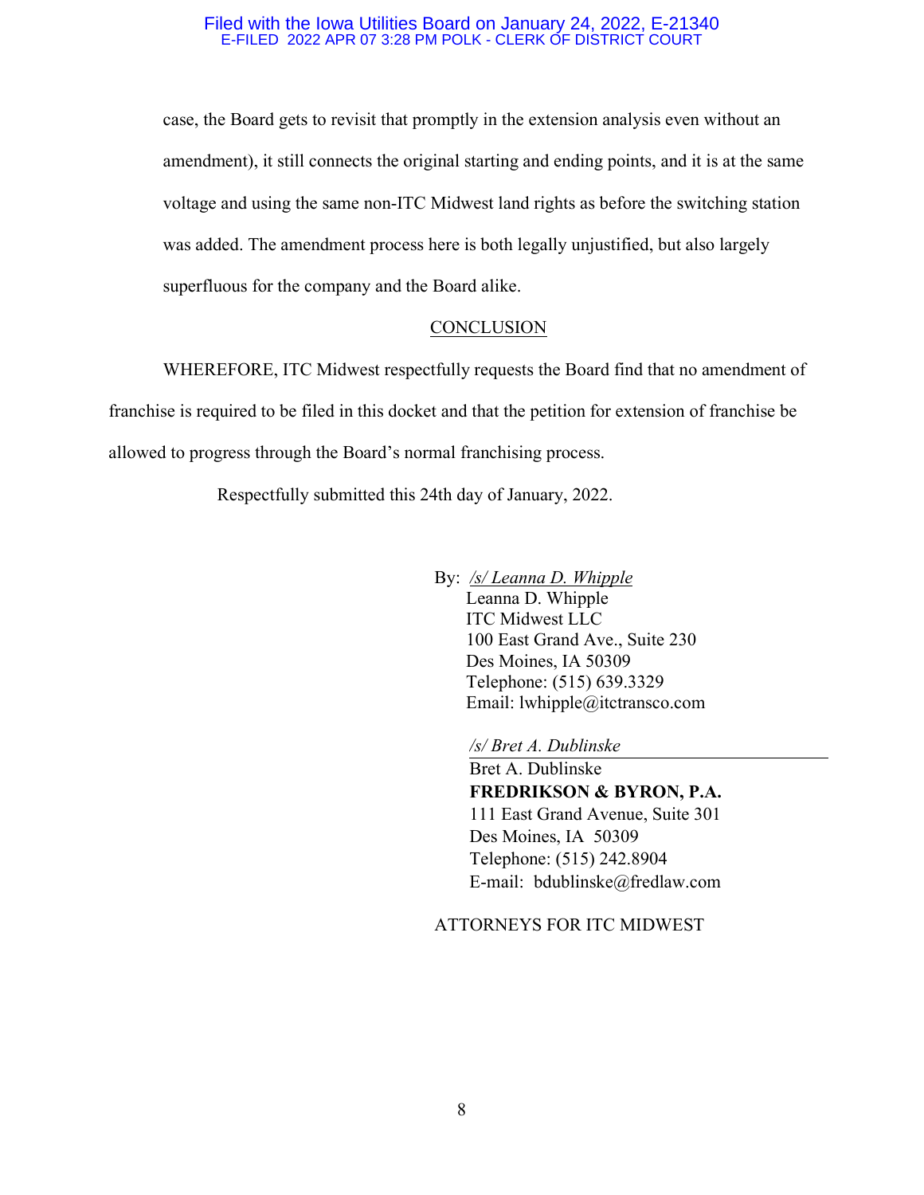case, the Board gets to revisit that promptly in the extension analysis even without an amendment), it still connects the original starting and ending points, and it is at the same voltage and using the same non-ITC Midwest land rights as before the switching station was added. The amendment process here is both legally unjustified, but also largely superfluous for the company and the Board alike.

## CONCLUSION

WHEREFORE, ITC Midwest respectfully requests the Board find that no amendment of franchise is required to be filed in this docket and that the petition for extension of franchise be allowed to progress through the Board's normal franchising process.

Respectfully submitted this 24th day of January, 2022.

By: */s/ Leanna D. Whipple*
Leanna D. Whipple
ITC Midwest LLC
100 East Grand Ave., Suite 230
Des Moines, IA 50309
Telephone: (515) 639.3329
Email: lwhipple@itctransco.com

*/s/ Bret A. Dublinske*
Bret A. Dublinske
**FREDRIKSON & BYRON, P.A.**
111 East Grand Avenue, Suite 301
Des Moines, IA 50309
Telephone: (515) 242.8904
E-mail: bdublinske@fredlaw.com

ATTORNEYS FOR ITC MIDWEST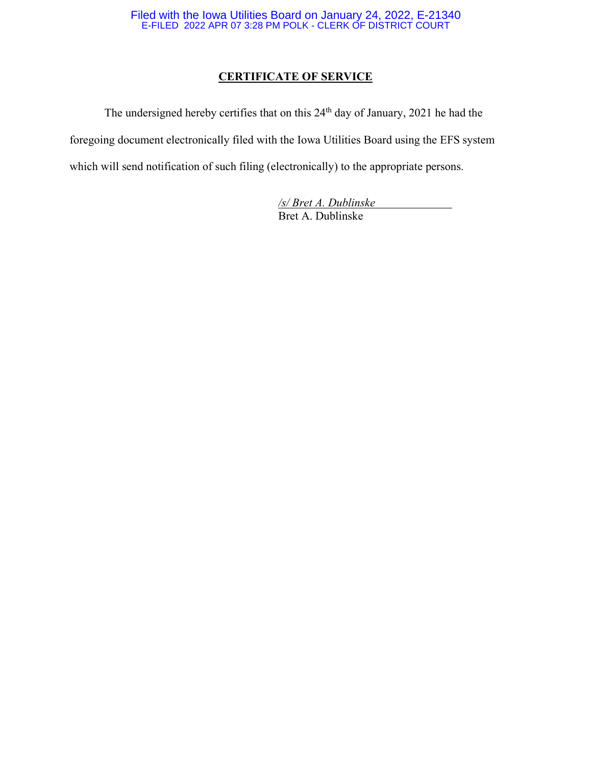Filed with the Iowa Utilities Board on January 24, 2022, E-21340
E-FILED 2022 APR 07 3:28 PM POLK - CLERK OF DISTRICT COURT

## CERTIFICATE OF SERVICE

The undersigned hereby certifies that on this 24th day of January, 2021 he had the foregoing document electronically filed with the Iowa Utilities Board using the EFS system which will send notification of such filing (electronically) to the appropriate persons.

*/s/ Bret A. Dublinske*
Bret A. Dublinske